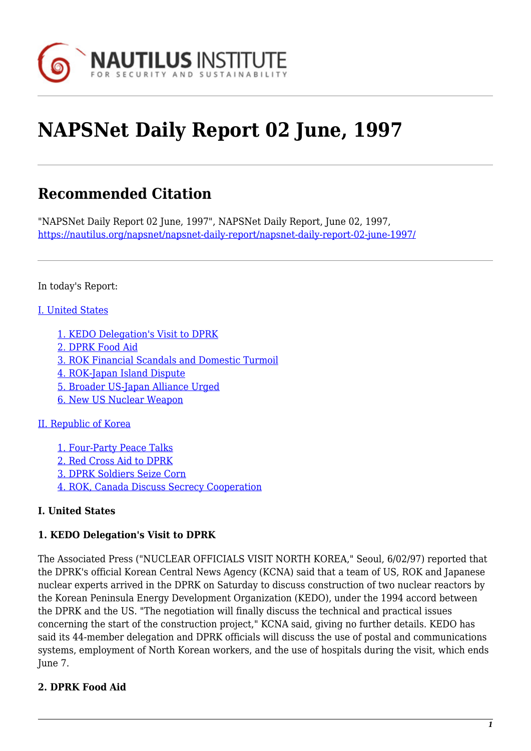# NAPSNet Daily Report 02 June, 1997

## Recommended Citation

"NAPSNet Daily Report 02 June, 1997", NAPSNet Daily Report, June 02, 1997, https://nautilus.org/napsnet/napsnet-daily-report/napsnet-daily-report-02-june-1997/

In today's Report:

I. United States

- 1. KEDO Delegation's Visit to DPRK
- 2. DPRK Food Aid
- 3. ROK Financial Scandals and Domestic Turmoil
- 4. ROK-Japan Island Dispute
- 5. Broader US-Japan Alliance Urged
- 6. New US Nuclear Weapon

II. Republic of Korea

- 1. Four-Party Peace Talks
- 2. Red Cross Aid to DPRK
- 3. DPRK Soldiers Seize Corn
- 4. ROK, Canada Discuss Secrecy Cooperation

**I. United States**

**1. KEDO Delegation's Visit to DPRK**

The Associated Press ("NUCLEAR OFFICIALS VISIT NORTH KOREA," Seoul, 6/02/97) reported that the DPRK's official Korean Central News Agency (KCNA) said that a team of US, ROK and Japanese nuclear experts arrived in the DPRK on Saturday to discuss construction of two nuclear reactors by the Korean Peninsula Energy Development Organization (KEDO), under the 1994 accord between the DPRK and the US. "The negotiation will finally discuss the technical and practical issues concerning the start of the construction project," KCNA said, giving no further details. KEDO has said its 44-member delegation and DPRK officials will discuss the use of postal and communications systems, employment of North Korean workers, and the use of hospitals during the visit, which ends June 7.

**2. DPRK Food Aid**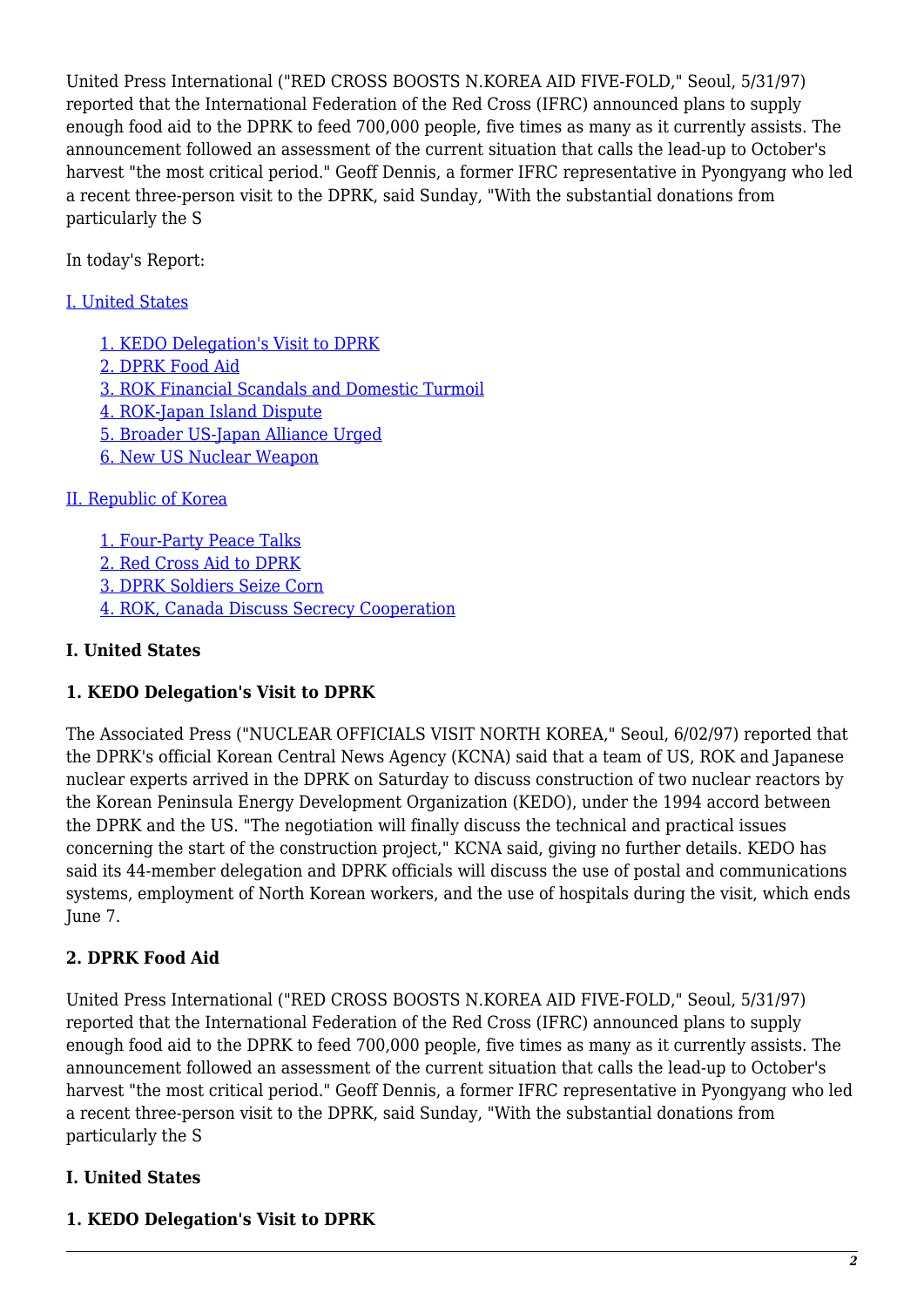United Press International ("RED CROSS BOOSTS N.KOREA AID FIVE-FOLD," Seoul, 5/31/97) reported that the International Federation of the Red Cross (IFRC) announced plans to supply enough food aid to the DPRK to feed 700,000 people, five times as many as it currently assists. The announcement followed an assessment of the current situation that calls the lead-up to October's harvest "the most critical period." Geoff Dennis, a former IFRC representative in Pyongyang who led a recent three-person visit to the DPRK, said Sunday, "With the substantial donations from particularly the S

In today's Report:

[I. United States](#)

- [1. KEDO Delegation's Visit to DPRK](#)
- [2. DPRK Food Aid](#)
- [3. ROK Financial Scandals and Domestic Turmoil](#)
- [4. ROK-Japan Island Dispute](#)
- [5. Broader US-Japan Alliance Urged](#)
- [6. New US Nuclear Weapon](#)

[II. Republic of Korea](#)

- [1. Four-Party Peace Talks](#)
- [2. Red Cross Aid to DPRK](#)
- [3. DPRK Soldiers Seize Corn](#)
- [4. ROK, Canada Discuss Secrecy Cooperation](#)

**I. United States**

**1. KEDO Delegation's Visit to DPRK**

The Associated Press ("NUCLEAR OFFICIALS VISIT NORTH KOREA," Seoul, 6/02/97) reported that the DPRK's official Korean Central News Agency (KCNA) said that a team of US, ROK and Japanese nuclear experts arrived in the DPRK on Saturday to discuss construction of two nuclear reactors by the Korean Peninsula Energy Development Organization (KEDO), under the 1994 accord between the DPRK and the US. "The negotiation will finally discuss the technical and practical issues concerning the start of the construction project," KCNA said, giving no further details. KEDO has said its 44-member delegation and DPRK officials will discuss the use of postal and communications systems, employment of North Korean workers, and the use of hospitals during the visit, which ends June 7.

**2. DPRK Food Aid**

United Press International ("RED CROSS BOOSTS N.KOREA AID FIVE-FOLD," Seoul, 5/31/97) reported that the International Federation of the Red Cross (IFRC) announced plans to supply enough food aid to the DPRK to feed 700,000 people, five times as many as it currently assists. The announcement followed an assessment of the current situation that calls the lead-up to October's harvest "the most critical period." Geoff Dennis, a former IFRC representative in Pyongyang who led a recent three-person visit to the DPRK, said Sunday, "With the substantial donations from particularly the S

**I. United States**

**1. KEDO Delegation's Visit to DPRK**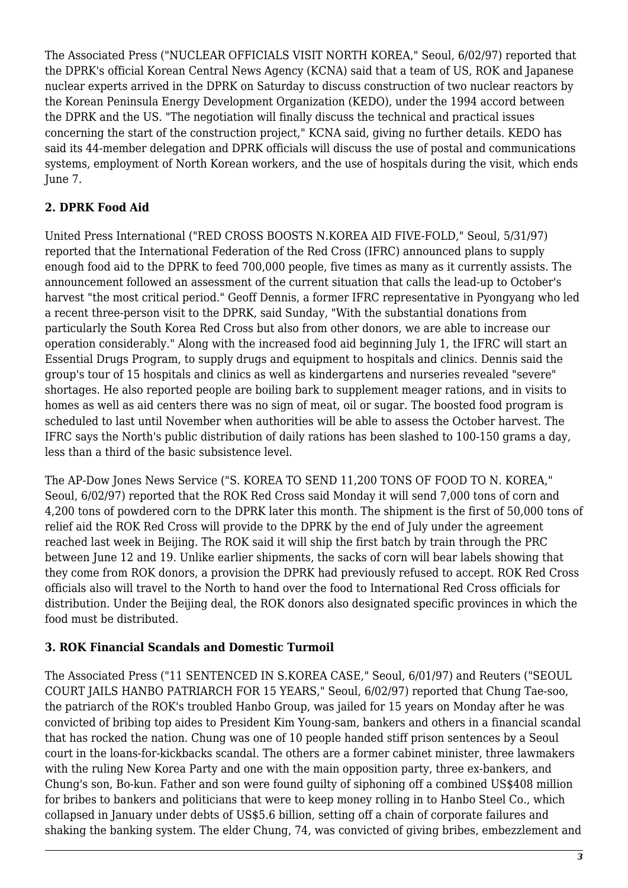The Associated Press ("NUCLEAR OFFICIALS VISIT NORTH KOREA," Seoul, 6/02/97) reported that the DPRK's official Korean Central News Agency (KCNA) said that a team of US, ROK and Japanese nuclear experts arrived in the DPRK on Saturday to discuss construction of two nuclear reactors by the Korean Peninsula Energy Development Organization (KEDO), under the 1994 accord between the DPRK and the US. "The negotiation will finally discuss the technical and practical issues concerning the start of the construction project," KCNA said, giving no further details. KEDO has said its 44-member delegation and DPRK officials will discuss the use of postal and communications systems, employment of North Korean workers, and the use of hospitals during the visit, which ends June 7.

### 2. DPRK Food Aid

United Press International ("RED CROSS BOOSTS N.KOREA AID FIVE-FOLD," Seoul, 5/31/97) reported that the International Federation of the Red Cross (IFRC) announced plans to supply enough food aid to the DPRK to feed 700,000 people, five times as many as it currently assists. The announcement followed an assessment of the current situation that calls the lead-up to October's harvest "the most critical period." Geoff Dennis, a former IFRC representative in Pyongyang who led a recent three-person visit to the DPRK, said Sunday, "With the substantial donations from particularly the South Korea Red Cross but also from other donors, we are able to increase our operation considerably." Along with the increased food aid beginning July 1, the IFRC will start an Essential Drugs Program, to supply drugs and equipment to hospitals and clinics. Dennis said the group's tour of 15 hospitals and clinics as well as kindergartens and nurseries revealed "severe" shortages. He also reported people are boiling bark to supplement meager rations, and in visits to homes as well as aid centers there was no sign of meat, oil or sugar. The boosted food program is scheduled to last until November when authorities will be able to assess the October harvest. The IFRC says the North's public distribution of daily rations has been slashed to 100-150 grams a day, less than a third of the basic subsistence level.

The AP-Dow Jones News Service ("S. KOREA TO SEND 11,200 TONS OF FOOD TO N. KOREA," Seoul, 6/02/97) reported that the ROK Red Cross said Monday it will send 7,000 tons of corn and 4,200 tons of powdered corn to the DPRK later this month. The shipment is the first of 50,000 tons of relief aid the ROK Red Cross will provide to the DPRK by the end of July under the agreement reached last week in Beijing. The ROK said it will ship the first batch by train through the PRC between June 12 and 19. Unlike earlier shipments, the sacks of corn will bear labels showing that they come from ROK donors, a provision the DPRK had previously refused to accept. ROK Red Cross officials also will travel to the North to hand over the food to International Red Cross officials for distribution. Under the Beijing deal, the ROK donors also designated specific provinces in which the food must be distributed.

### 3. ROK Financial Scandals and Domestic Turmoil

The Associated Press ("11 SENTENCED IN S.KOREA CASE," Seoul, 6/01/97) and Reuters ("SEOUL COURT JAILS HANBO PATRIARCH FOR 15 YEARS," Seoul, 6/02/97) reported that Chung Tae-soo, the patriarch of the ROK's troubled Hanbo Group, was jailed for 15 years on Monday after he was convicted of bribing top aides to President Kim Young-sam, bankers and others in a financial scandal that has rocked the nation. Chung was one of 10 people handed stiff prison sentences by a Seoul court in the loans-for-kickbacks scandal. The others are a former cabinet minister, three lawmakers with the ruling New Korea Party and one with the main opposition party, three ex-bankers, and Chung's son, Bo-kun. Father and son were found guilty of siphoning off a combined US$408 million for bribes to bankers and politicians that were to keep money rolling in to Hanbo Steel Co., which collapsed in January under debts of US$5.6 billion, setting off a chain of corporate failures and shaking the banking system. The elder Chung, 74, was convicted of giving bribes, embezzlement and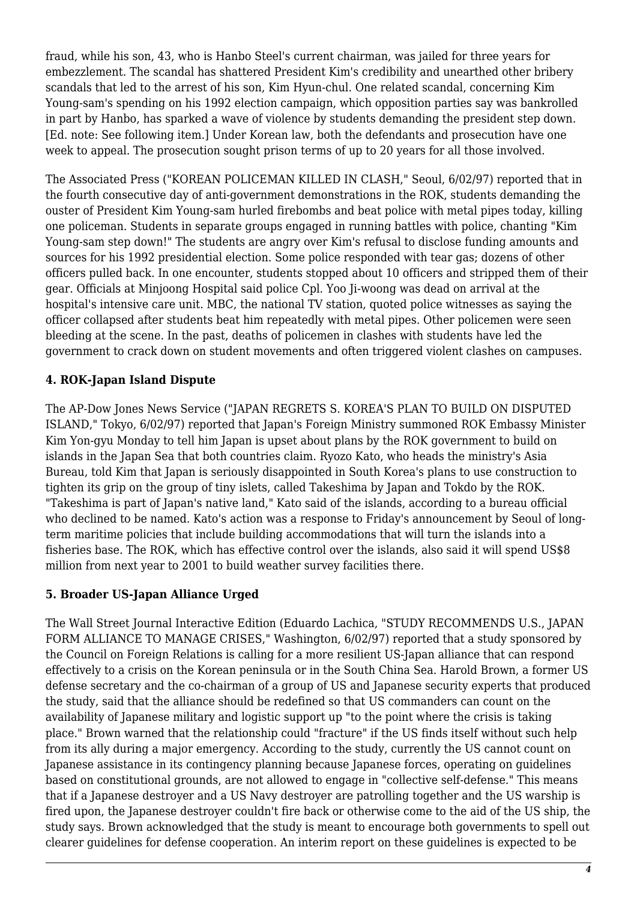fraud, while his son, 43, who is Hanbo Steel's current chairman, was jailed for three years for embezzlement. The scandal has shattered President Kim's credibility and unearthed other bribery scandals that led to the arrest of his son, Kim Hyun-chul. One related scandal, concerning Kim Young-sam's spending on his 1992 election campaign, which opposition parties say was bankrolled in part by Hanbo, has sparked a wave of violence by students demanding the president step down. [Ed. note: See following item.] Under Korean law, both the defendants and prosecution have one week to appeal. The prosecution sought prison terms of up to 20 years for all those involved.

The Associated Press ("KOREAN POLICEMAN KILLED IN CLASH," Seoul, 6/02/97) reported that in the fourth consecutive day of anti-government demonstrations in the ROK, students demanding the ouster of President Kim Young-sam hurled firebombs and beat police with metal pipes today, killing one policeman. Students in separate groups engaged in running battles with police, chanting "Kim Young-sam step down!" The students are angry over Kim's refusal to disclose funding amounts and sources for his 1992 presidential election. Some police responded with tear gas; dozens of other officers pulled back. In one encounter, students stopped about 10 officers and stripped them of their gear. Officials at Minjoong Hospital said police Cpl. Yoo Ji-woong was dead on arrival at the hospital's intensive care unit. MBC, the national TV station, quoted police witnesses as saying the officer collapsed after students beat him repeatedly with metal pipes. Other policemen were seen bleeding at the scene. In the past, deaths of policemen in clashes with students have led the government to crack down on student movements and often triggered violent clashes on campuses.

### 4. ROK-Japan Island Dispute

The AP-Dow Jones News Service ("JAPAN REGRETS S. KOREA'S PLAN TO BUILD ON DISPUTED ISLAND," Tokyo, 6/02/97) reported that Japan's Foreign Ministry summoned ROK Embassy Minister Kim Yon-gyu Monday to tell him Japan is upset about plans by the ROK government to build on islands in the Japan Sea that both countries claim. Ryozo Kato, who heads the ministry's Asia Bureau, told Kim that Japan is seriously disappointed in South Korea's plans to use construction to tighten its grip on the group of tiny islets, called Takeshima by Japan and Tokdo by the ROK. "Takeshima is part of Japan's native land," Kato said of the islands, according to a bureau official who declined to be named. Kato's action was a response to Friday's announcement by Seoul of long-term maritime policies that include building accommodations that will turn the islands into a fisheries base. The ROK, which has effective control over the islands, also said it will spend US$8 million from next year to 2001 to build weather survey facilities there.

### 5. Broader US-Japan Alliance Urged

The Wall Street Journal Interactive Edition (Eduardo Lachica, "STUDY RECOMMENDS U.S., JAPAN FORM ALLIANCE TO MANAGE CRISES," Washington, 6/02/97) reported that a study sponsored by the Council on Foreign Relations is calling for a more resilient US-Japan alliance that can respond effectively to a crisis on the Korean peninsula or in the South China Sea. Harold Brown, a former US defense secretary and the co-chairman of a group of US and Japanese security experts that produced the study, said that the alliance should be redefined so that US commanders can count on the availability of Japanese military and logistic support up "to the point where the crisis is taking place." Brown warned that the relationship could "fracture" if the US finds itself without such help from its ally during a major emergency. According to the study, currently the US cannot count on Japanese assistance in its contingency planning because Japanese forces, operating on guidelines based on constitutional grounds, are not allowed to engage in "collective self-defense." This means that if a Japanese destroyer and a US Navy destroyer are patrolling together and the US warship is fired upon, the Japanese destroyer couldn't fire back or otherwise come to the aid of the US ship, the study says. Brown acknowledged that the study is meant to encourage both governments to spell out clearer guidelines for defense cooperation. An interim report on these guidelines is expected to be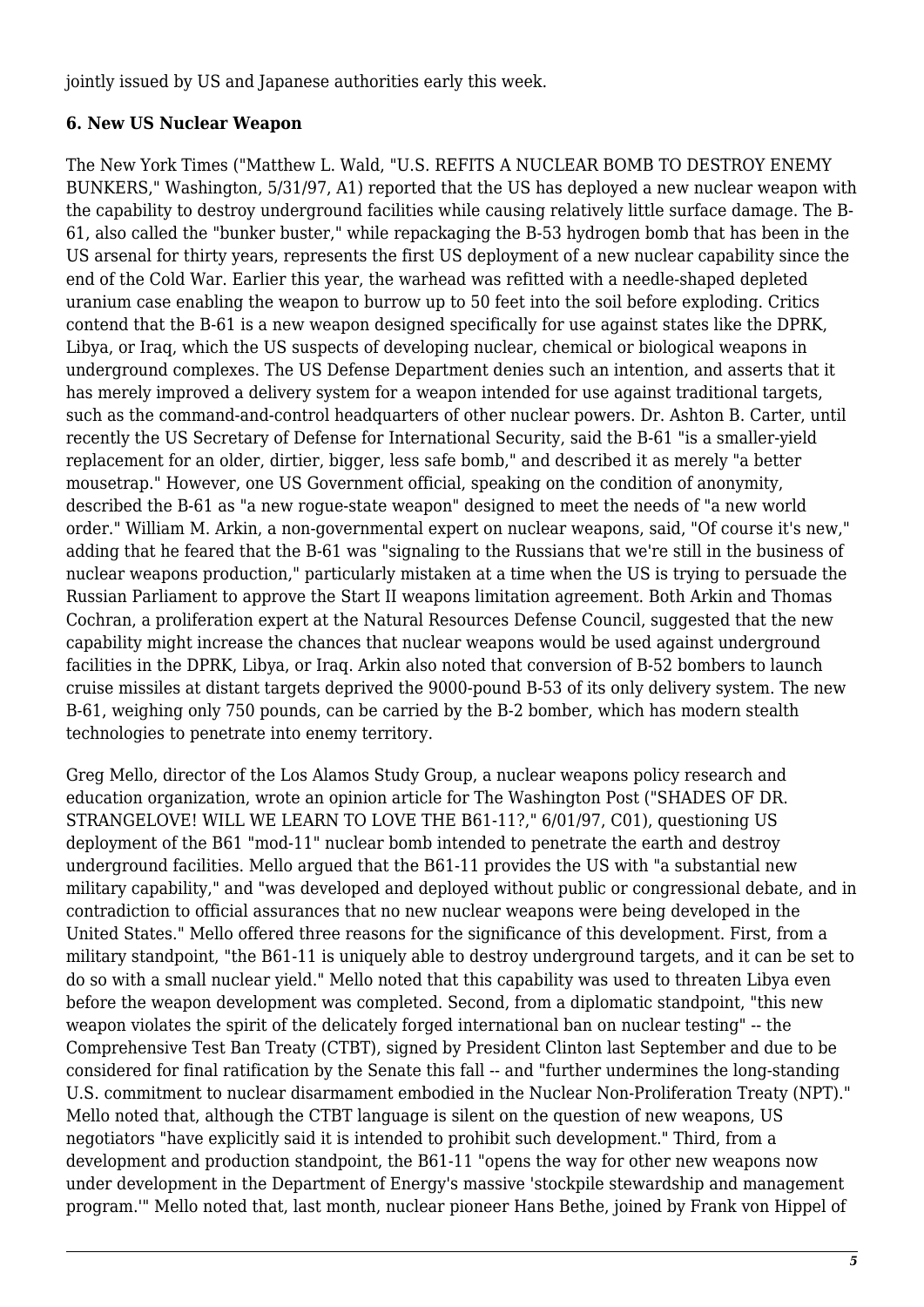jointly issued by US and Japanese authorities early this week.

**6. New US Nuclear Weapon**

The New York Times ("Matthew L. Wald, "U.S. REFITS A NUCLEAR BOMB TO DESTROY ENEMY BUNKERS," Washington, 5/31/97, A1) reported that the US has deployed a new nuclear weapon with the capability to destroy underground facilities while causing relatively little surface damage. The B-61, also called the "bunker buster," while repackaging the B-53 hydrogen bomb that has been in the US arsenal for thirty years, represents the first US deployment of a new nuclear capability since the end of the Cold War. Earlier this year, the warhead was refitted with a needle-shaped depleted uranium case enabling the weapon to burrow up to 50 feet into the soil before exploding. Critics contend that the B-61 is a new weapon designed specifically for use against states like the DPRK, Libya, or Iraq, which the US suspects of developing nuclear, chemical or biological weapons in underground complexes. The US Defense Department denies such an intention, and asserts that it has merely improved a delivery system for a weapon intended for use against traditional targets, such as the command-and-control headquarters of other nuclear powers. Dr. Ashton B. Carter, until recently the US Secretary of Defense for International Security, said the B-61 "is a smaller-yield replacement for an older, dirtier, bigger, less safe bomb," and described it as merely "a better mousetrap." However, one US Government official, speaking on the condition of anonymity, described the B-61 as "a new rogue-state weapon" designed to meet the needs of "a new world order." William M. Arkin, a non-governmental expert on nuclear weapons, said, "Of course it's new," adding that he feared that the B-61 was "signaling to the Russians that we're still in the business of nuclear weapons production," particularly mistaken at a time when the US is trying to persuade the Russian Parliament to approve the Start II weapons limitation agreement. Both Arkin and Thomas Cochran, a proliferation expert at the Natural Resources Defense Council, suggested that the new capability might increase the chances that nuclear weapons would be used against underground facilities in the DPRK, Libya, or Iraq. Arkin also noted that conversion of B-52 bombers to launch cruise missiles at distant targets deprived the 9000-pound B-53 of its only delivery system. The new B-61, weighing only 750 pounds, can be carried by the B-2 bomber, which has modern stealth technologies to penetrate into enemy territory.

Greg Mello, director of the Los Alamos Study Group, a nuclear weapons policy research and education organization, wrote an opinion article for The Washington Post ("SHADES OF DR. STRANGELOVE! WILL WE LEARN TO LOVE THE B61-11?," 6/01/97, C01), questioning US deployment of the B61 "mod-11" nuclear bomb intended to penetrate the earth and destroy underground facilities. Mello argued that the B61-11 provides the US with "a substantial new military capability," and "was developed and deployed without public or congressional debate, and in contradiction to official assurances that no new nuclear weapons were being developed in the United States." Mello offered three reasons for the significance of this development. First, from a military standpoint, "the B61-11 is uniquely able to destroy underground targets, and it can be set to do so with a small nuclear yield." Mello noted that this capability was used to threaten Libya even before the weapon development was completed. Second, from a diplomatic standpoint, "this new weapon violates the spirit of the delicately forged international ban on nuclear testing" -- the Comprehensive Test Ban Treaty (CTBT), signed by President Clinton last September and due to be considered for final ratification by the Senate this fall -- and "further undermines the long-standing U.S. commitment to nuclear disarmament embodied in the Nuclear Non-Proliferation Treaty (NPT)." Mello noted that, although the CTBT language is silent on the question of new weapons, US negotiators "have explicitly said it is intended to prohibit such development." Third, from a development and production standpoint, the B61-11 "opens the way for other new weapons now under development in the Department of Energy's massive 'stockpile stewardship and management program.'" Mello noted that, last month, nuclear pioneer Hans Bethe, joined by Frank von Hippel of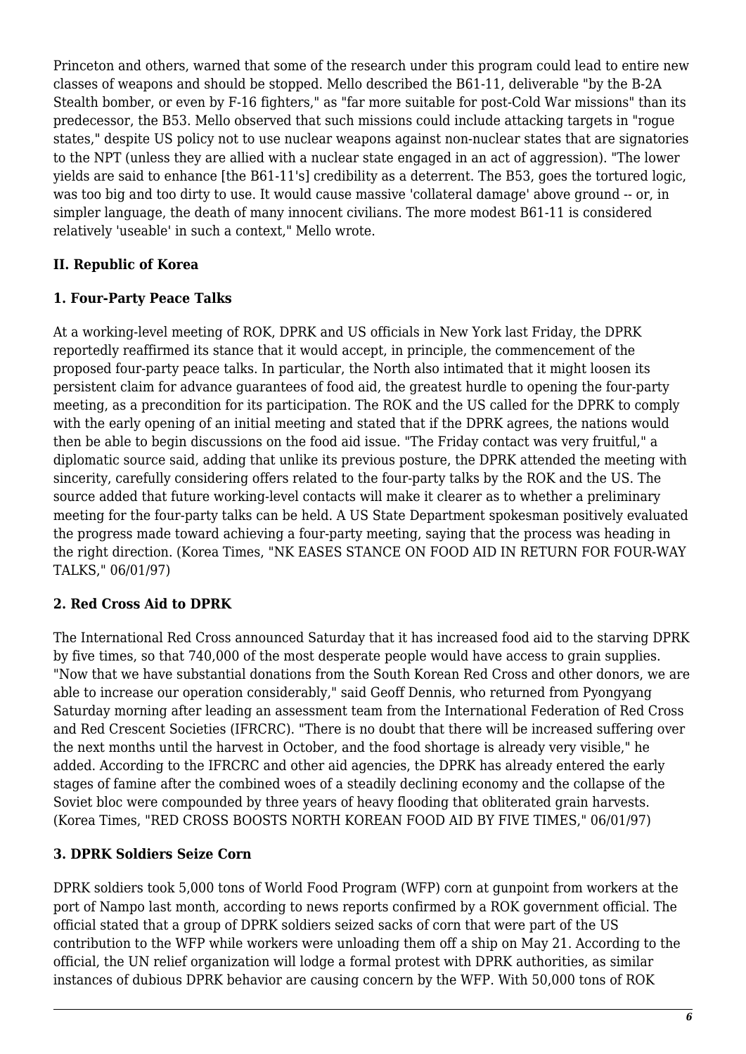Princeton and others, warned that some of the research under this program could lead to entire new classes of weapons and should be stopped. Mello described the B61-11, deliverable "by the B-2A Stealth bomber, or even by F-16 fighters," as "far more suitable for post-Cold War missions" than its predecessor, the B53. Mello observed that such missions could include attacking targets in "rogue states," despite US policy not to use nuclear weapons against non-nuclear states that are signatories to the NPT (unless they are allied with a nuclear state engaged in an act of aggression). "The lower yields are said to enhance [the B61-11's] credibility as a deterrent. The B53, goes the tortured logic, was too big and too dirty to use. It would cause massive 'collateral damage' above ground -- or, in simpler language, the death of many innocent civilians. The more modest B61-11 is considered relatively 'useable' in such a context," Mello wrote.

## II. Republic of Korea

### 1. Four-Party Peace Talks

At a working-level meeting of ROK, DPRK and US officials in New York last Friday, the DPRK reportedly reaffirmed its stance that it would accept, in principle, the commencement of the proposed four-party peace talks. In particular, the North also intimated that it might loosen its persistent claim for advance guarantees of food aid, the greatest hurdle to opening the four-party meeting, as a precondition for its participation. The ROK and the US called for the DPRK to comply with the early opening of an initial meeting and stated that if the DPRK agrees, the nations would then be able to begin discussions on the food aid issue. "The Friday contact was very fruitful," a diplomatic source said, adding that unlike its previous posture, the DPRK attended the meeting with sincerity, carefully considering offers related to the four-party talks by the ROK and the US. The source added that future working-level contacts will make it clearer as to whether a preliminary meeting for the four-party talks can be held. A US State Department spokesman positively evaluated the progress made toward achieving a four-party meeting, saying that the process was heading in the right direction. (Korea Times, "NK EASES STANCE ON FOOD AID IN RETURN FOR FOUR-WAY TALKS," 06/01/97)

### 2. Red Cross Aid to DPRK

The International Red Cross announced Saturday that it has increased food aid to the starving DPRK by five times, so that 740,000 of the most desperate people would have access to grain supplies. "Now that we have substantial donations from the South Korean Red Cross and other donors, we are able to increase our operation considerably," said Geoff Dennis, who returned from Pyongyang Saturday morning after leading an assessment team from the International Federation of Red Cross and Red Crescent Societies (IFRCRC). "There is no doubt that there will be increased suffering over the next months until the harvest in October, and the food shortage is already very visible," he added. According to the IFRCRC and other aid agencies, the DPRK has already entered the early stages of famine after the combined woes of a steadily declining economy and the collapse of the Soviet bloc were compounded by three years of heavy flooding that obliterated grain harvests. (Korea Times, "RED CROSS BOOSTS NORTH KOREAN FOOD AID BY FIVE TIMES," 06/01/97)

### 3. DPRK Soldiers Seize Corn

DPRK soldiers took 5,000 tons of World Food Program (WFP) corn at gunpoint from workers at the port of Nampo last month, according to news reports confirmed by a ROK government official. The official stated that a group of DPRK soldiers seized sacks of corn that were part of the US contribution to the WFP while workers were unloading them off a ship on May 21. According to the official, the UN relief organization will lodge a formal protest with DPRK authorities, as similar instances of dubious DPRK behavior are causing concern by the WFP. With 50,000 tons of ROK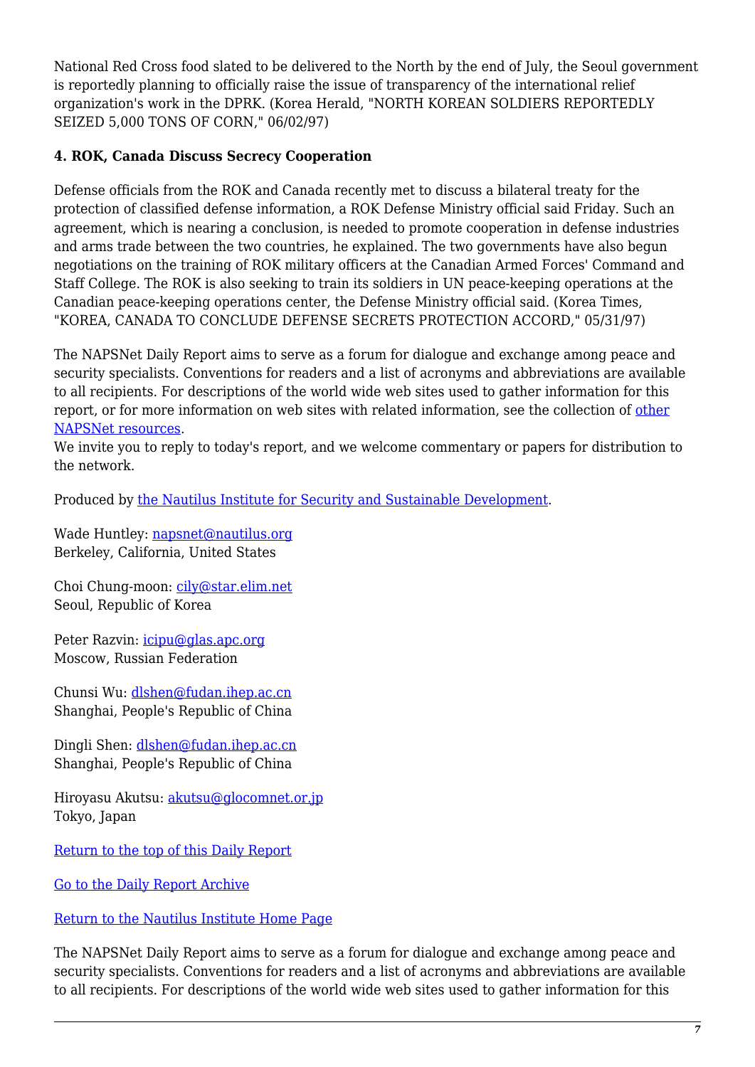National Red Cross food slated to be delivered to the North by the end of July, the Seoul government is reportedly planning to officially raise the issue of transparency of the international relief organization's work in the DPRK. (Korea Herald, "NORTH KOREAN SOLDIERS REPORTEDLY SEIZED 5,000 TONS OF CORN," 06/02/97)

**4. ROK, Canada Discuss Secrecy Cooperation**

Defense officials from the ROK and Canada recently met to discuss a bilateral treaty for the protection of classified defense information, a ROK Defense Ministry official said Friday. Such an agreement, which is nearing a conclusion, is needed to promote cooperation in defense industries and arms trade between the two countries, he explained. The two governments have also begun negotiations on the training of ROK military officers at the Canadian Armed Forces' Command and Staff College. The ROK is also seeking to train its soldiers in UN peace-keeping operations at the Canadian peace-keeping operations center, the Defense Ministry official said. (Korea Times, "KOREA, CANADA TO CONCLUDE DEFENSE SECRETS PROTECTION ACCORD," 05/31/97)

The NAPSNet Daily Report aims to serve as a forum for dialogue and exchange among peace and security specialists. Conventions for readers and a list of acronyms and abbreviations are available to all recipients. For descriptions of the world wide web sites used to gather information for this report, or for more information on web sites with related information, see the collection of other NAPSNet resources.
We invite you to reply to today's report, and we welcome commentary or papers for distribution to the network.

Produced by the Nautilus Institute for Security and Sustainable Development.

Wade Huntley: napsnet@nautilus.org
Berkeley, California, United States

Choi Chung-moon: cily@star.elim.net
Seoul, Republic of Korea

Peter Razvin: icipu@glas.apc.org
Moscow, Russian Federation

Chunsi Wu: dlshen@fudan.ihep.ac.cn
Shanghai, People's Republic of China

Dingli Shen: dlshen@fudan.ihep.ac.cn
Shanghai, People's Republic of China

Hiroyasu Akutsu: akutsu@glocomnet.or.jp
Tokyo, Japan

Return to the top of this Daily Report

Go to the Daily Report Archive

Return to the Nautilus Institute Home Page

The NAPSNet Daily Report aims to serve as a forum for dialogue and exchange among peace and security specialists. Conventions for readers and a list of acronyms and abbreviations are available to all recipients. For descriptions of the world wide web sites used to gather information for this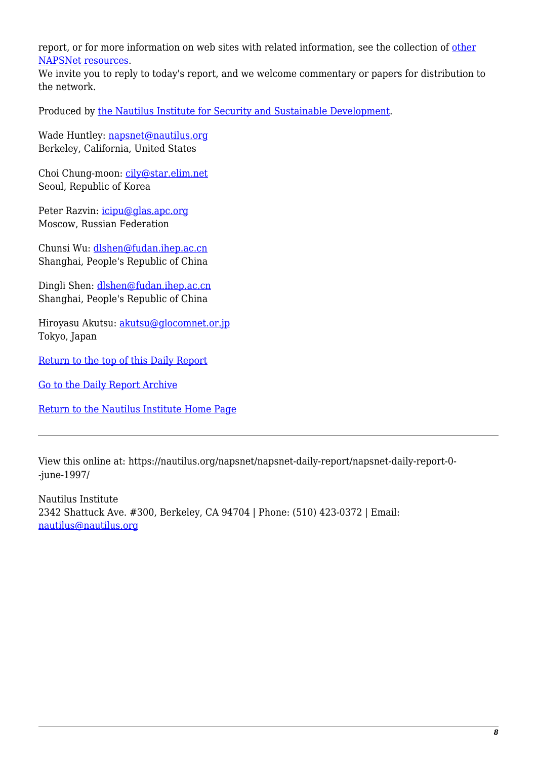report, or for more information on web sites with related information, see the collection of other NAPSNet resources.
We invite you to reply to today's report, and we welcome commentary or papers for distribution to the network.

Produced by the Nautilus Institute for Security and Sustainable Development.

Wade Huntley: napsnet@nautilus.org
Berkeley, California, United States

Choi Chung-moon: cily@star.elim.net
Seoul, Republic of Korea

Peter Razvin: icipu@glas.apc.org
Moscow, Russian Federation

Chunsi Wu: dlshen@fudan.ihep.ac.cn
Shanghai, People's Republic of China

Dingli Shen: dlshen@fudan.ihep.ac.cn
Shanghai, People's Republic of China

Hiroyasu Akutsu: akutsu@glocomnet.or.jp
Tokyo, Japan

Return to the top of this Daily Report

Go to the Daily Report Archive

Return to the Nautilus Institute Home Page

---

View this online at: https://nautilus.org/napsnet/napsnet-daily-report/napsnet-daily-report-0--june-1997/

Nautilus Institute
2342 Shattuck Ave. #300, Berkeley, CA 94704 | Phone: (510) 423-0372 | Email: nautilus@nautilus.org